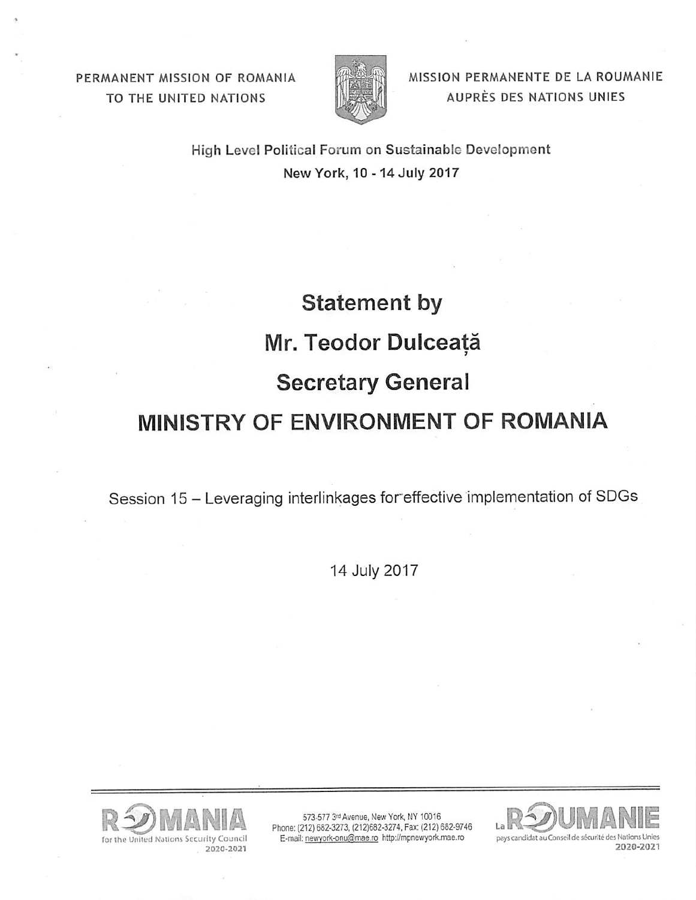PERMANENT MISSION OF ROMANIA
TO THE UNITED NATIONS

MISSION PERMANENTE DE LA ROUMANIE
AUPRÈS DES NATIONS UNIES

High Level Political Forum on Sustainable Development
New York, 10 - 14 July 2017

# Statement by

# Mr. Teodor Dulceață

# Secretary General

# MINISTRY OF ENVIRONMENT OF ROMANIA

Session 15 – Leveraging interlinkages for effective implementation of SDGs

14 July 2017

ROMANIA for the United Nations Security Council 2020-2021

573-577 3rd Avenue, New York, NY 10016
Phone: (212) 682-3273, (212)682-3274, Fax: (212) 682-9746
E-mail: newyork-onu@mae.ro http://mpnewyork.mae.ro

La ROUMANIE pays candidat au Conseil de sécurité des Nations Unies 2020-2021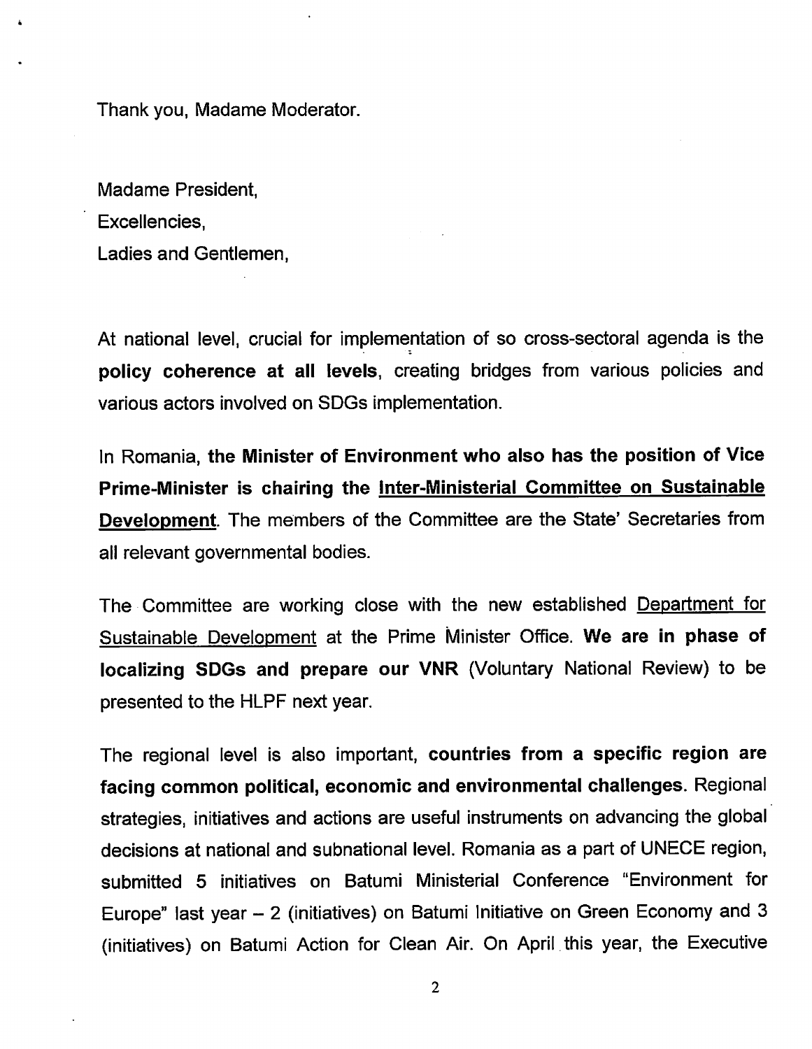Thank you, Madame Moderator.

Madame President,
Excellencies,
Ladies and Gentlemen,

At national level, crucial for implementation of so cross-sectoral agenda is the **policy coherence at all levels**, creating bridges from various policies and various actors involved on SDGs implementation.

In Romania, **the Minister of Environment who also has the position of Vice Prime-Minister is chairing the <u>Inter-Ministerial Committee on Sustainable Development</u>**. The members of the Committee are the State' Secretaries from all relevant governmental bodies.

The Committee are working close with the new established <u>Department for Sustainable Development</u> at the Prime Minister Office. **We are in phase of localizing SDGs and prepare our VNR** (Voluntary National Review) to be presented to the HLPF next year.

The regional level is also important, **countries from a specific region are facing common political, economic and environmental challenges**. Regional strategies, initiatives and actions are useful instruments on advancing the global decisions at national and subnational level. Romania as a part of UNECE region, submitted 5 initiatives on Batumi Ministerial Conference "Environment for Europe" last year – 2 (initiatives) on Batumi Initiative on Green Economy and 3 (initiatives) on Batumi Action for Clean Air. On April this year, the Executive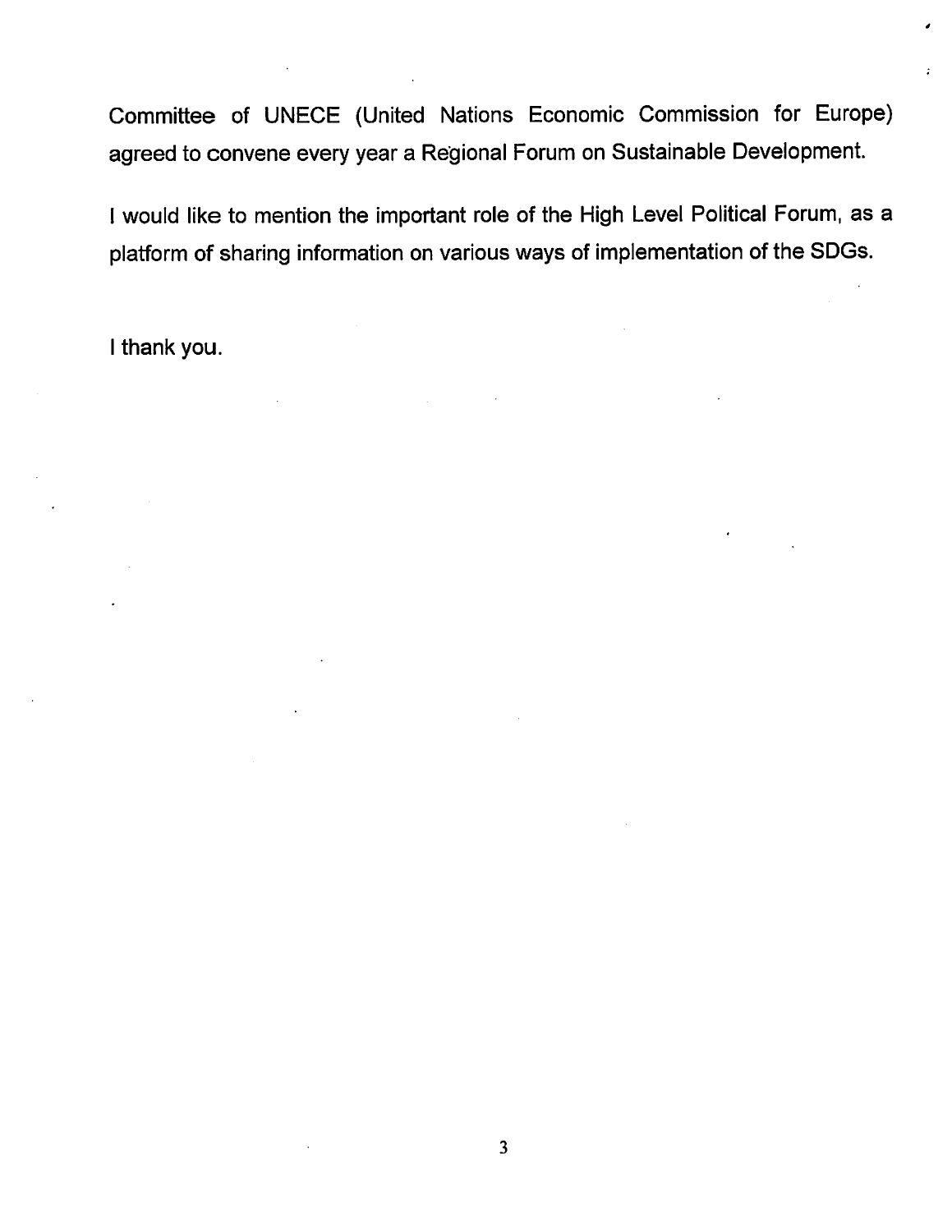Committee of UNECE (United Nations Economic Commission for Europe) agreed to convene every year a Regional Forum on Sustainable Development.

I would like to mention the important role of the High Level Political Forum, as a platform of sharing information on various ways of implementation of the SDGs.

I thank you.